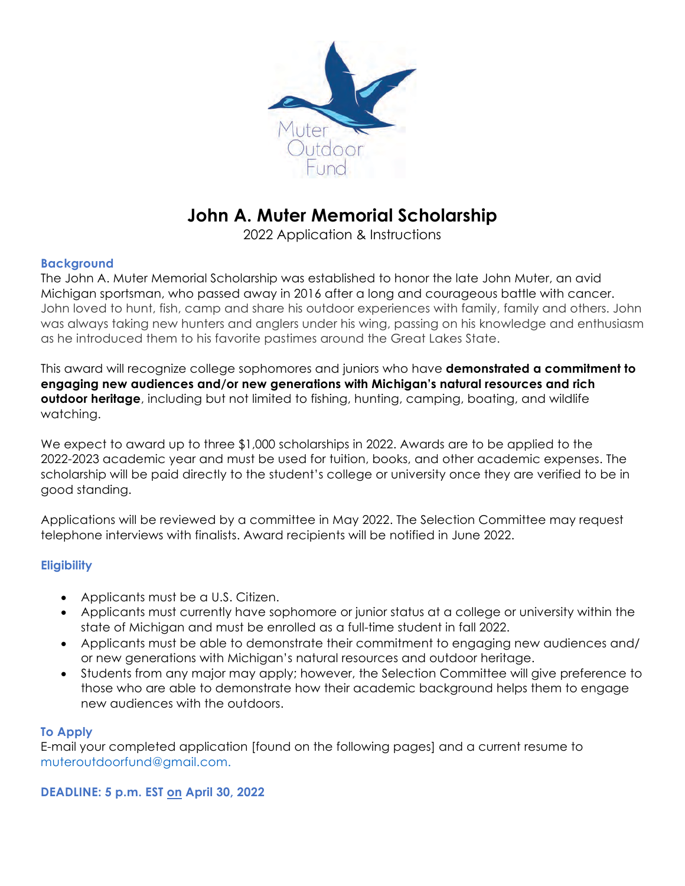Muter Outdoor Fund

# John A. Muter Memorial Scholarship

2022 Application & Instructions

## Background

The John A. Muter Memorial Scholarship was established to honor the late John Muter, an avid Michigan sportsman, who passed away in 2016 after a long and courageous battle with cancer. John loved to hunt, fish, camp and share his outdoor experiences with family, family and others. John was always taking new hunters and anglers under his wing, passing on his knowledge and enthusiasm as he introduced them to his favorite pastimes around the Great Lakes State.

This award will recognize college sophomores and juniors who have **demonstrated a commitment to engaging new audiences and/or new generations with Michigan's natural resources and rich outdoor heritage**, including but not limited to fishing, hunting, camping, boating, and wildlife watching.

We expect to award up to three $1,000 scholarships in 2022. Awards are to be applied to the 2022-2023 academic year and must be used for tuition, books, and other academic expenses. The scholarship will be paid directly to the student's college or university once they are verified to be in good standing.

Applications will be reviewed by a committee in May 2022. The Selection Committee may request telephone interviews with finalists. Award recipients will be notified in June 2022.

## Eligibility

- Applicants must be a U.S. Citizen.
- Applicants must currently have sophomore or junior status at a college or university within the state of Michigan and must be enrolled as a full-time student in fall 2022.
- Applicants must be able to demonstrate their commitment to engaging new audiences and/ or new generations with Michigan's natural resources and outdoor heritage.
- Students from any major may apply; however, the Selection Committee will give preference to those who are able to demonstrate how their academic background helps them to engage new audiences with the outdoors.

## To Apply

E-mail your completed application [found on the following pages] and a current resume to muteroutdoorfund@gmail.com.

**DEADLINE: 5 p.m. EST on April 30, 2022**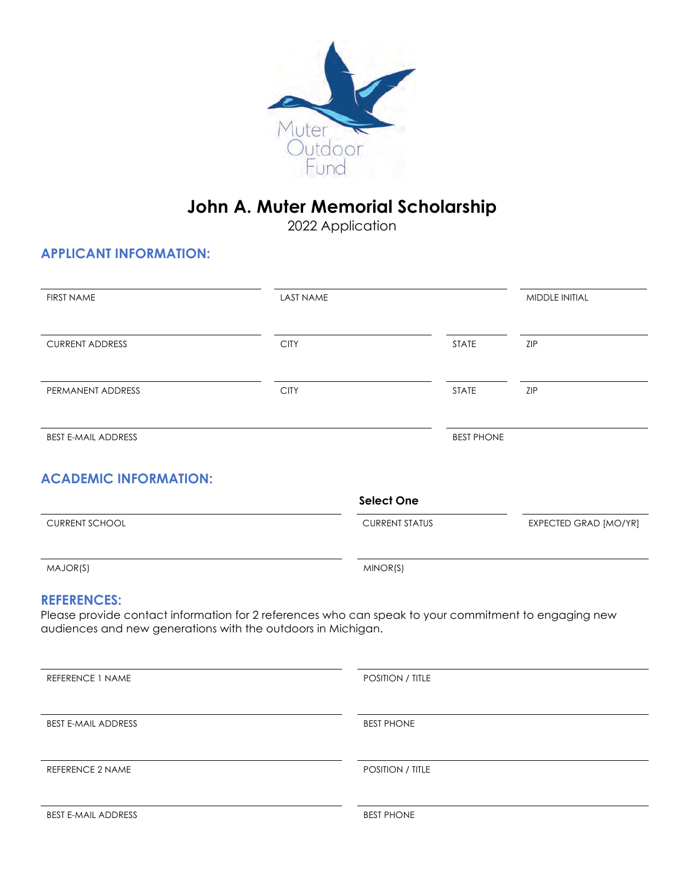Muter Outdoor Fund

# John A. Muter Memorial Scholarship

2022 Application

## APPLICANT INFORMATION:

FIRST NAME

LAST NAME

MIDDLE INITIAL

CURRENT ADDRESS

CITY

STATE

ZIP

PERMANENT ADDRESS

CITY

STATE

ZIP

BEST E-MAIL ADDRESS

BEST PHONE

## ACADEMIC INFORMATION:

CURRENT SCHOOL

**Select One**

CURRENT STATUS

EXPECTED GRAD [MO/YR]

MAJOR(S)

MINOR(S)

## REFERENCES:

Please provide contact information for 2 references who can speak to your commitment to engaging new audiences and new generations with the outdoors in Michigan.

REFERENCE 1 NAME

POSITION / TITLE

BEST E-MAIL ADDRESS

BEST PHONE

REFERENCE 2 NAME

POSITION / TITLE

BEST E-MAIL ADDRESS

BEST PHONE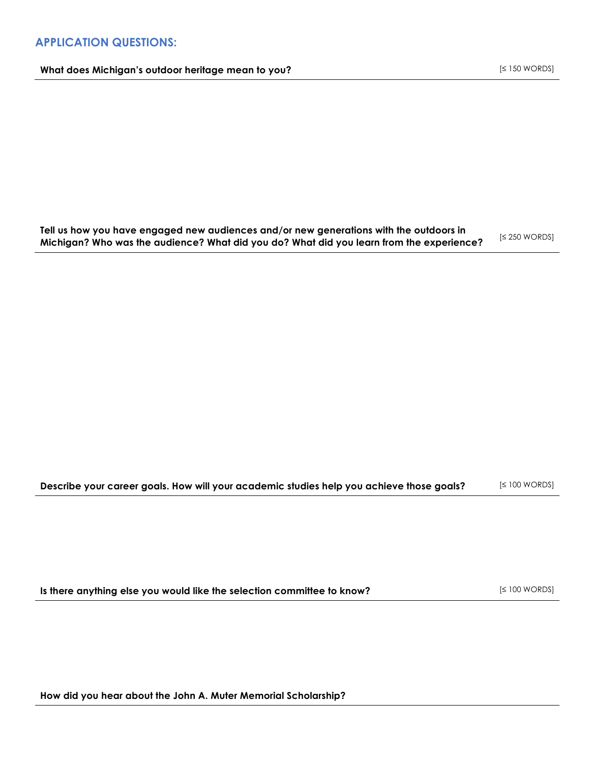## APPLICATION QUESTIONS:

**What does Michigan's outdoor heritage mean to you?** [≤ 150 WORDS]

**Tell us how you have engaged new audiences and/or new generations with the outdoors in Michigan? Who was the audience? What did you do? What did you learn from the experience?** [≤ 250 WORDS]

**Describe your career goals. How will your academic studies help you achieve those goals?** [≤ 100 WORDS]

**Is there anything else you would like the selection committee to know?** [≤ 100 WORDS]

**How did you hear about the John A. Muter Memorial Scholarship?**